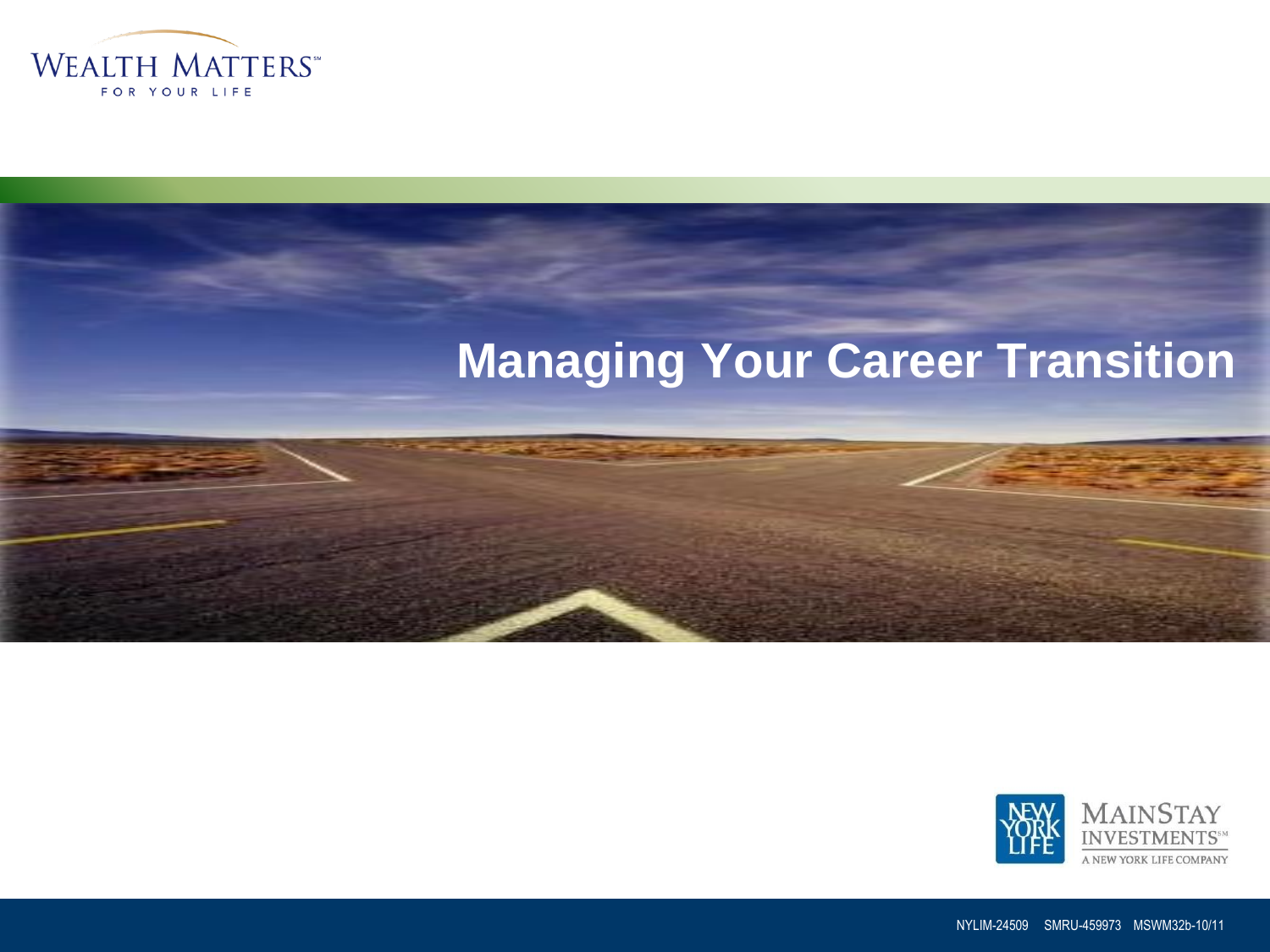WEALTH MATTERS℠

FOR YOUR LIFE

# Managing Your Career Transition

MAINSTAY INVESTMENTS℠

A NEW YORK LIFE COMPANY

NYLIM-24509 SMRU-459973 MSWM32b-10/11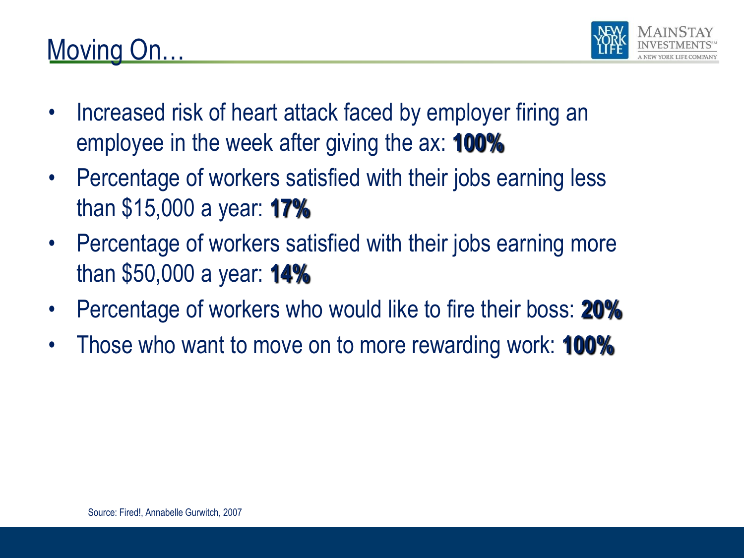# Moving On…

- Increased risk of heart attack faced by employer firing an employee in the week after giving the ax: **100%**
- Percentage of workers satisfied with their jobs earning less than $15,000 a year: **17%**
- Percentage of workers satisfied with their jobs earning more than $50,000 a year: **14%**
- Percentage of workers who would like to fire their boss: **20%**
- Those who want to move on to more rewarding work: **100%**

Source: Fired!, Annabelle Gurwitch, 2007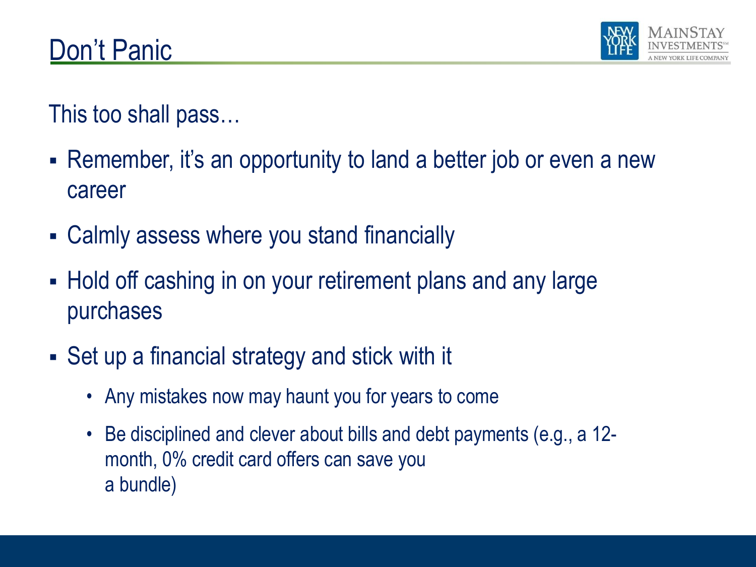# Don't Panic

This too shall pass…

- Remember, it's an opportunity to land a better job or even a new career
- Calmly assess where you stand financially
- Hold off cashing in on your retirement plans and any large purchases
- Set up a financial strategy and stick with it
  - Any mistakes now may haunt you for years to come
  - Be disciplined and clever about bills and debt payments (e.g., a 12-month, 0% credit card offers can save you a bundle)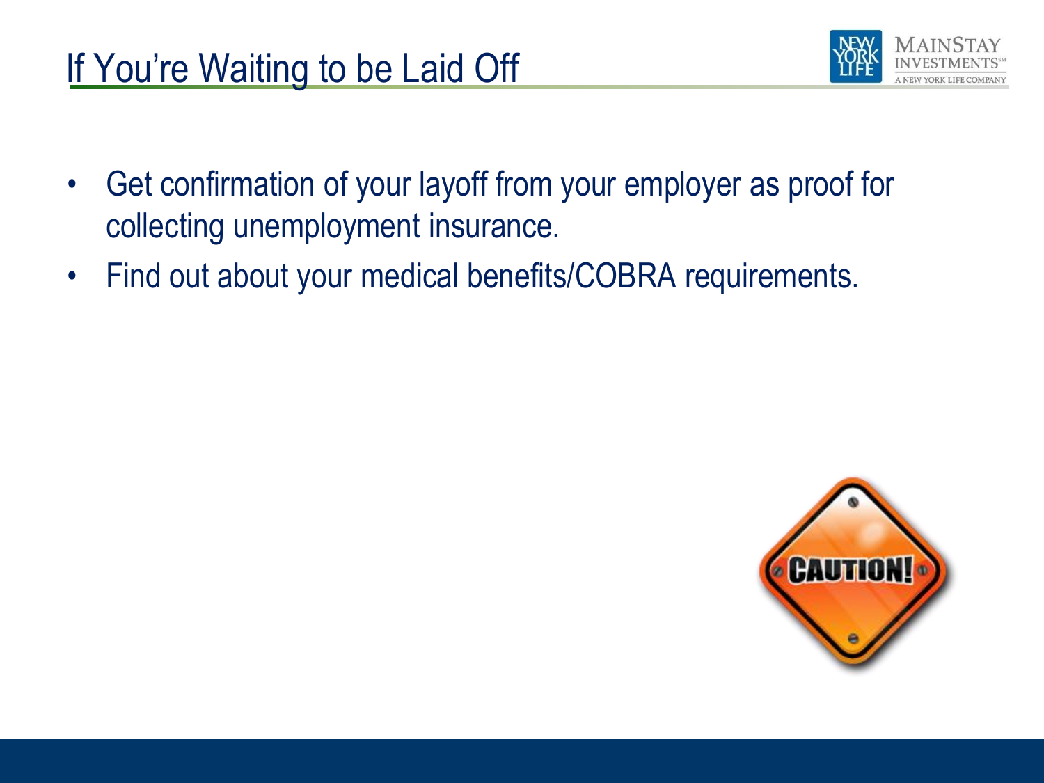# If You're Waiting to be Laid Off

- Get confirmation of your layoff from your employer as proof for collecting unemployment insurance.
- Find out about your medical benefits/COBRA requirements.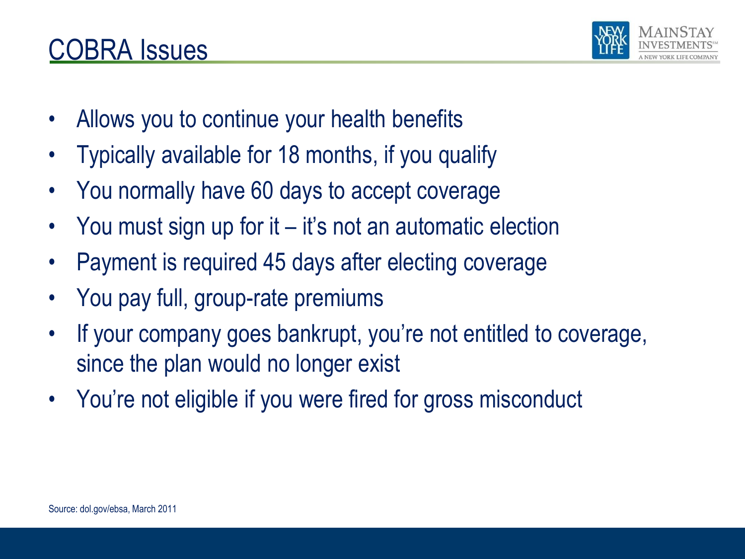# COBRA Issues

- Allows you to continue your health benefits
- Typically available for 18 months, if you qualify
- You normally have 60 days to accept coverage
- You must sign up for it – it's not an automatic election
- Payment is required 45 days after electing coverage
- You pay full, group-rate premiums
- If your company goes bankrupt, you're not entitled to coverage, since the plan would no longer exist
- You're not eligible if you were fired for gross misconduct

Source: dol.gov/ebsa, March 2011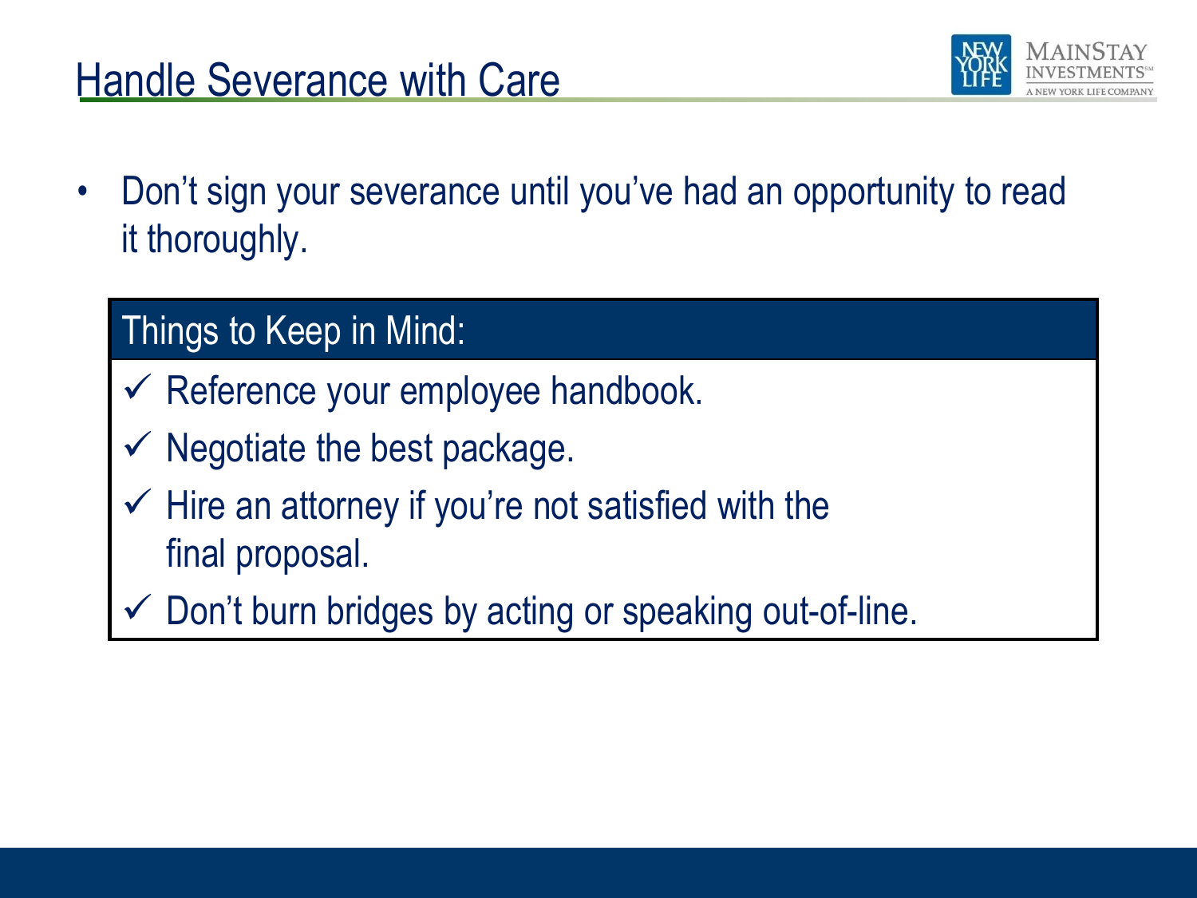# Handle Severance with Care

- Don't sign your severance until you've had an opportunity to read it thoroughly.

| Things to Keep in Mind: |
| --- |
| ✓ Reference your employee handbook. |
| ✓ Negotiate the best package. |
| ✓ Hire an attorney if you're not satisfied with the final proposal. |
| ✓ Don't burn bridges by acting or speaking out-of-line. |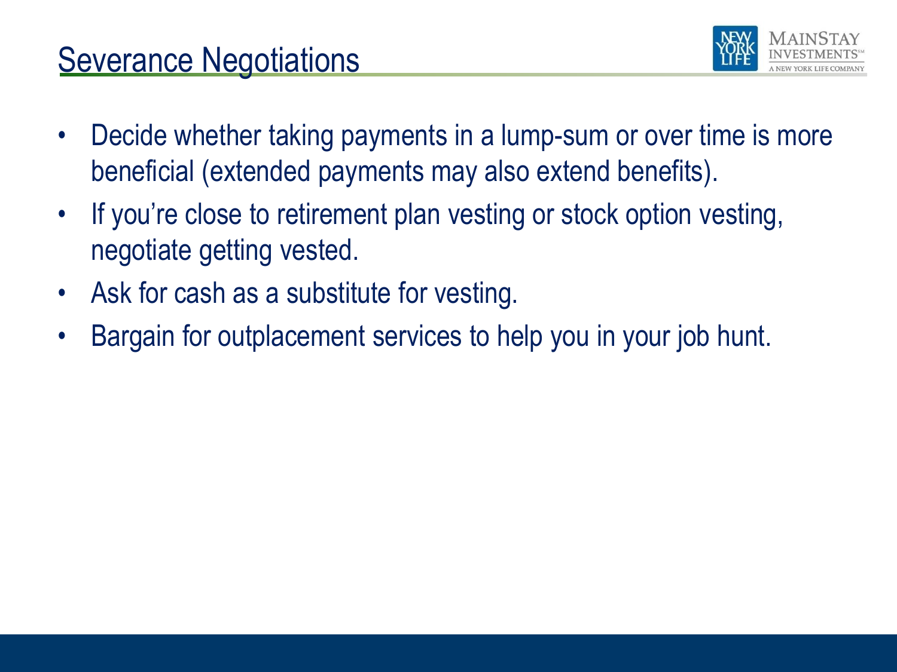# Severance Negotiations

- Decide whether taking payments in a lump-sum or over time is more beneficial (extended payments may also extend benefits).
- If you're close to retirement plan vesting or stock option vesting, negotiate getting vested.
- Ask for cash as a substitute for vesting.
- Bargain for outplacement services to help you in your job hunt.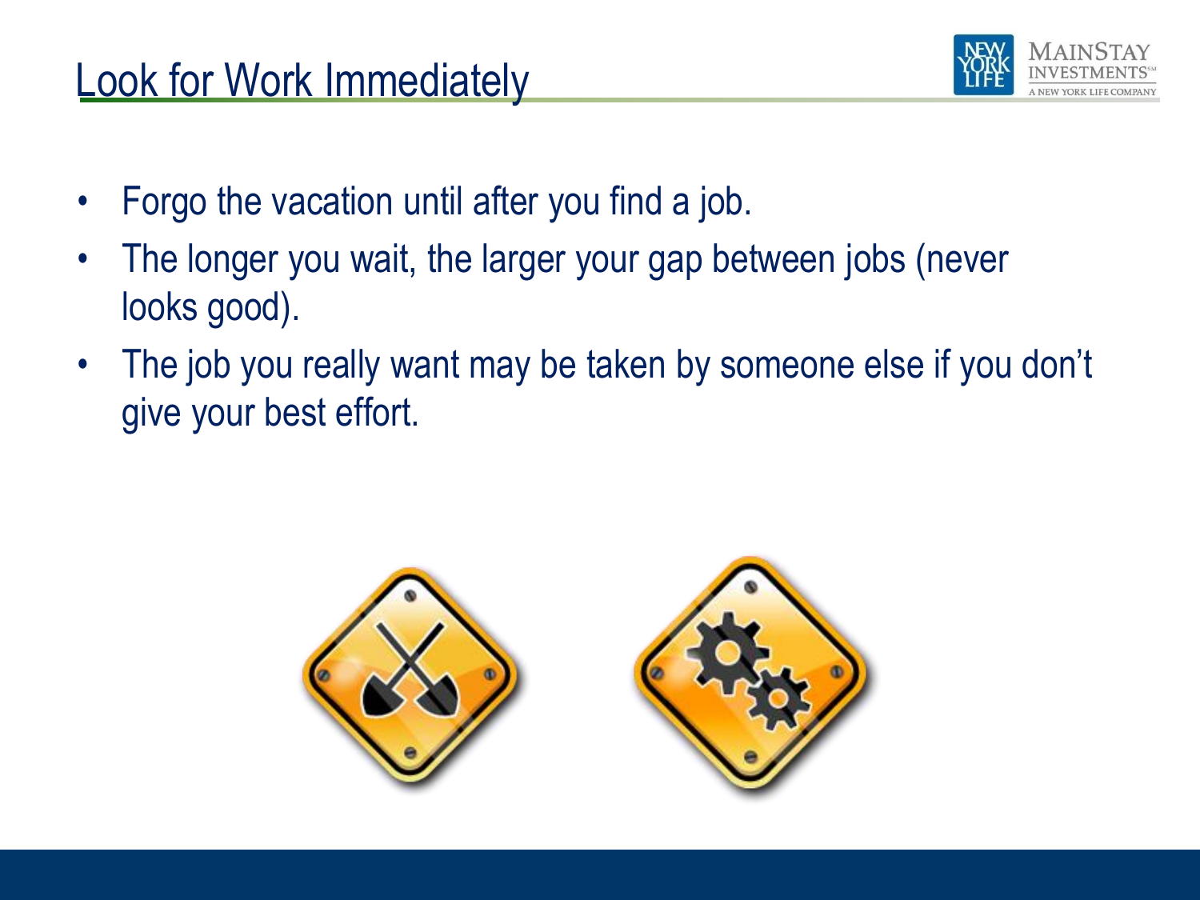# Look for Work Immediately

- Forgo the vacation until after you find a job.
- The longer you wait, the larger your gap between jobs (never looks good).
- The job you really want may be taken by someone else if you don't give your best effort.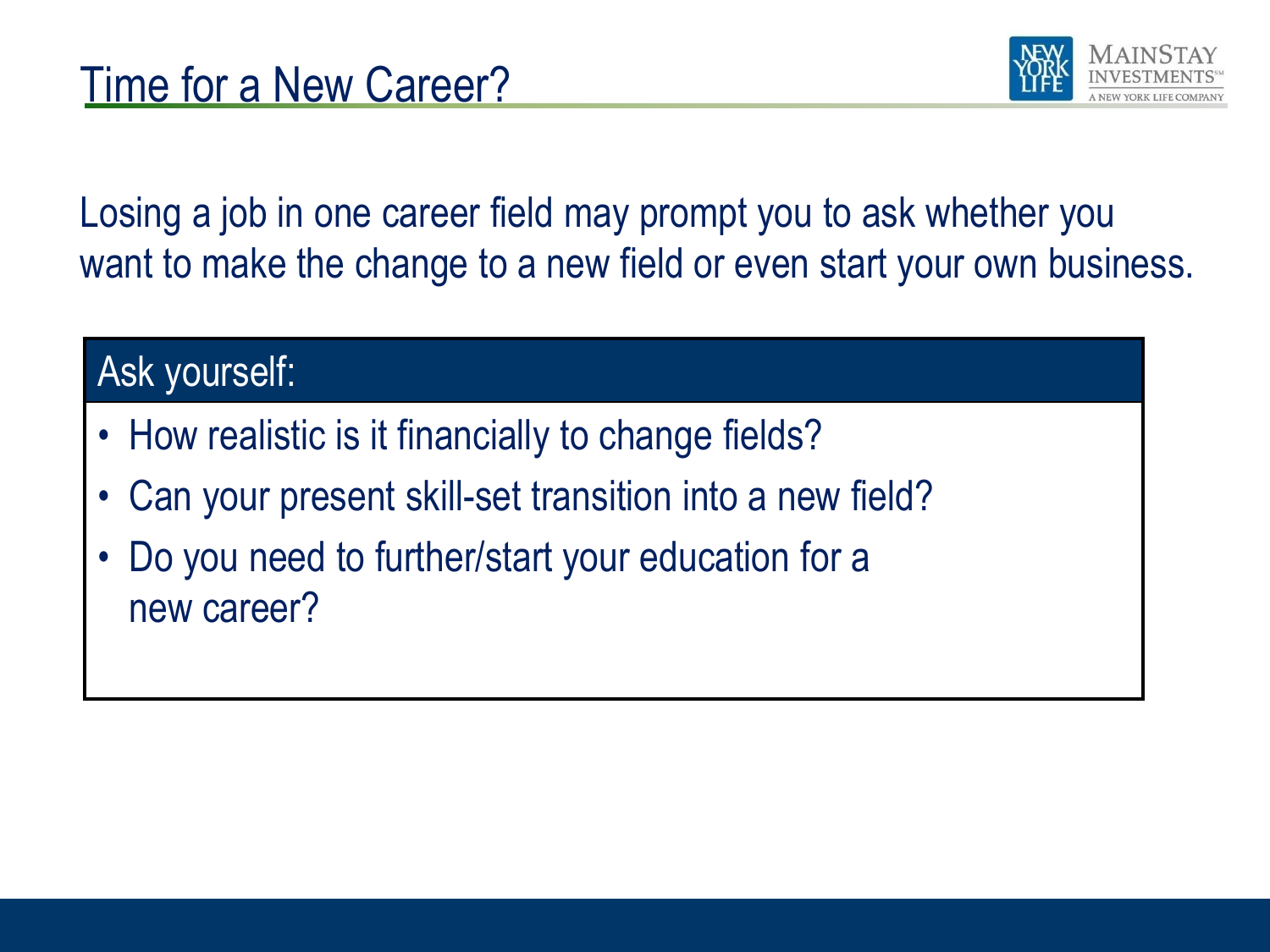# Time for a New Career?

Losing a job in one career field may prompt you to ask whether you want to make the change to a new field or even start your own business.

**Ask yourself:**

- How realistic is it financially to change fields?
- Can your present skill-set transition into a new field?
- Do you need to further/start your education for a new career?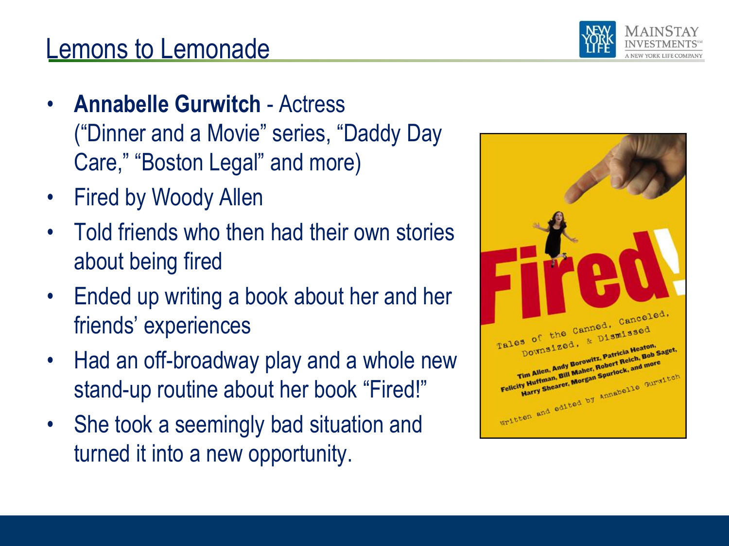# Lemons to Lemonade

- **Annabelle Gurwitch** - Actress ("Dinner and a Movie" series, "Daddy Day Care," "Boston Legal" and more)
- Fired by Woody Allen
- Told friends who then had their own stories about being fired
- Ended up writing a book about her and her friends' experiences
- Had an off-broadway play and a whole new stand-up routine about her book "Fired!"
- She took a seemingly bad situation and turned it into a new opportunity.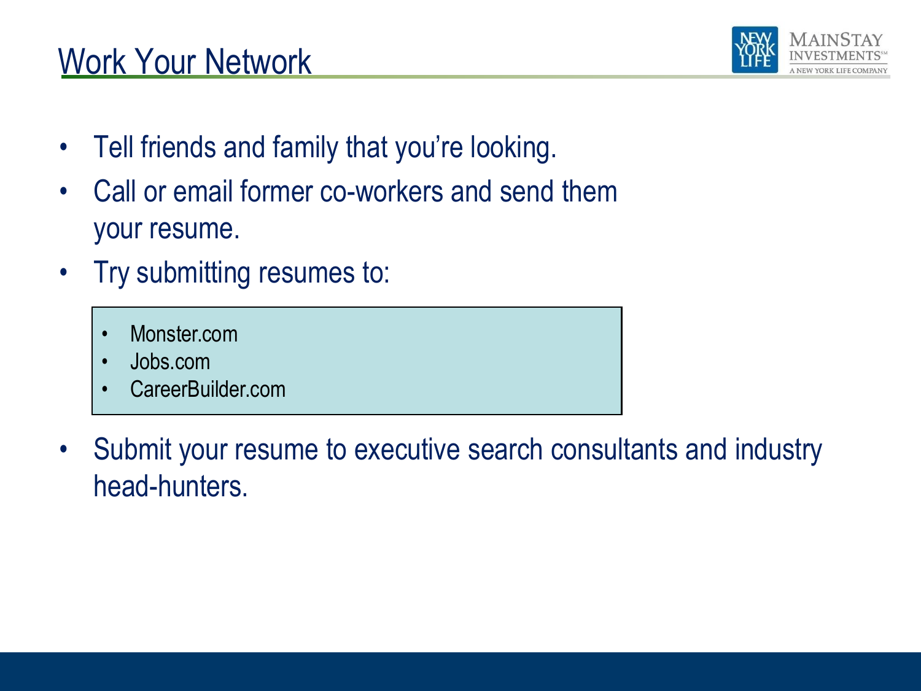# Work Your Network

- Tell friends and family that you're looking.
- Call or email former co-workers and send them your resume.
- Try submitting resumes to:
  - Monster.com
  - Jobs.com
  - CareerBuilder.com
- Submit your resume to executive search consultants and industry head-hunters.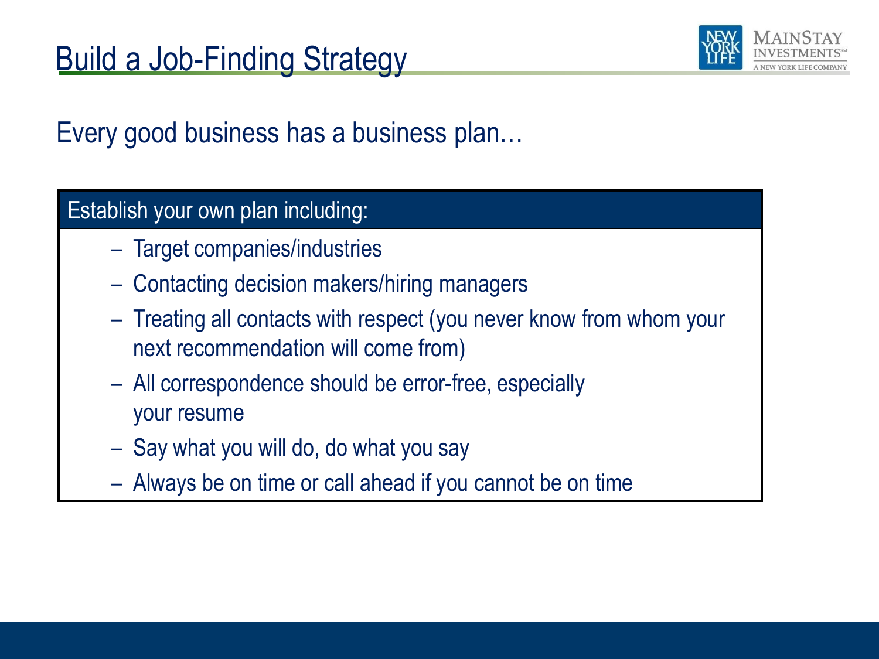# Build a Job-Finding Strategy

Every good business has a business plan…

**Establish your own plan including:**

- Target companies/industries
- Contacting decision makers/hiring managers
- Treating all contacts with respect (you never know from whom your next recommendation will come from)
- All correspondence should be error-free, especially your resume
- Say what you will do, do what you say
- Always be on time or call ahead if you cannot be on time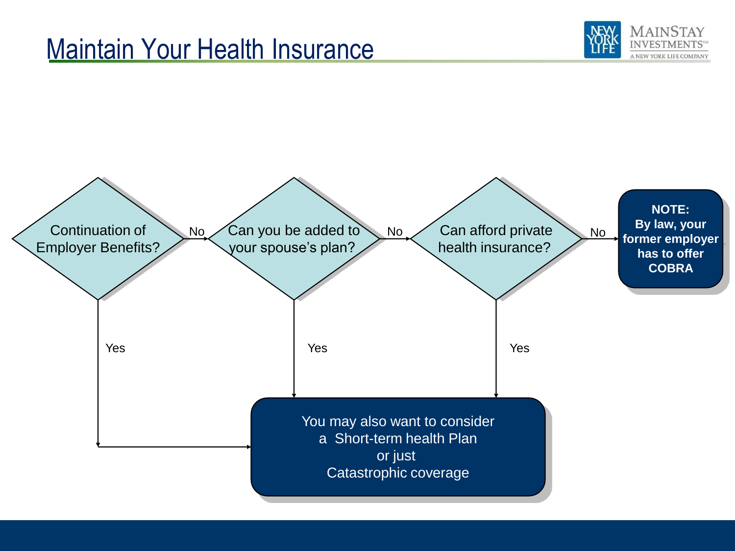# Maintain Your Health Insurance

Continuation of Employer Benefits?

No

Can you be added to your spouse's plan?

No

Can afford private health insurance?

No

**NOTE: By law, your former employer has to offer COBRA**

Yes

Yes

Yes

You may also want to consider a Short-term health Plan or just Catastrophic coverage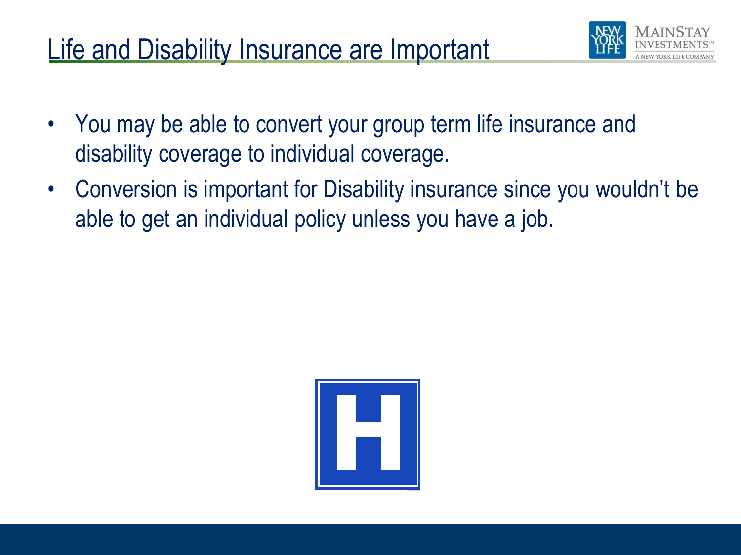# Life and Disability Insurance are Important

- You may be able to convert your group term life insurance and disability coverage to individual coverage.
- Conversion is important for Disability insurance since you wouldn't be able to get an individual policy unless you have a job.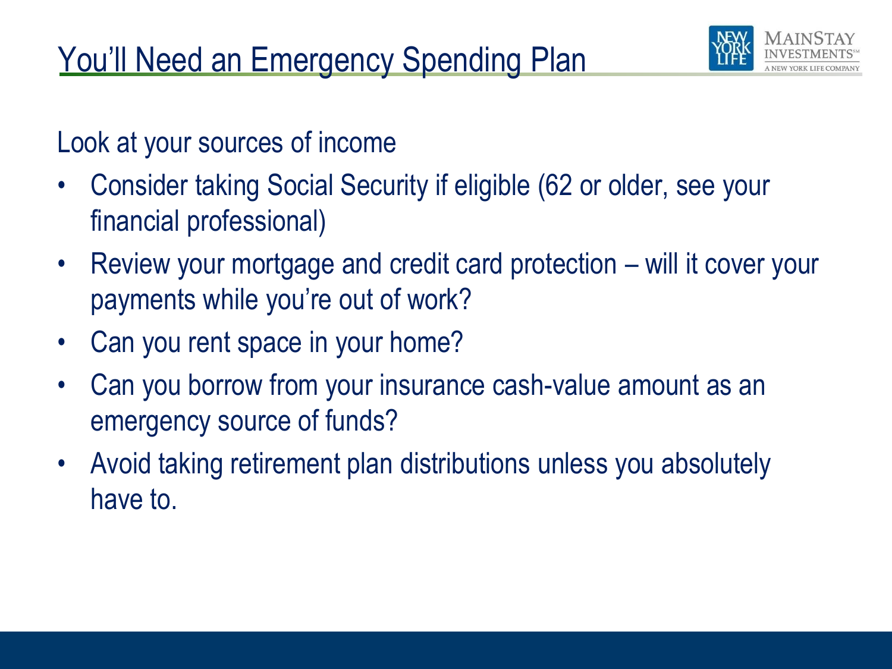# You'll Need an Emergency Spending Plan

Look at your sources of income

- Consider taking Social Security if eligible (62 or older, see your financial professional)
- Review your mortgage and credit card protection – will it cover your payments while you're out of work?
- Can you rent space in your home?
- Can you borrow from your insurance cash-value amount as an emergency source of funds?
- Avoid taking retirement plan distributions unless you absolutely have to.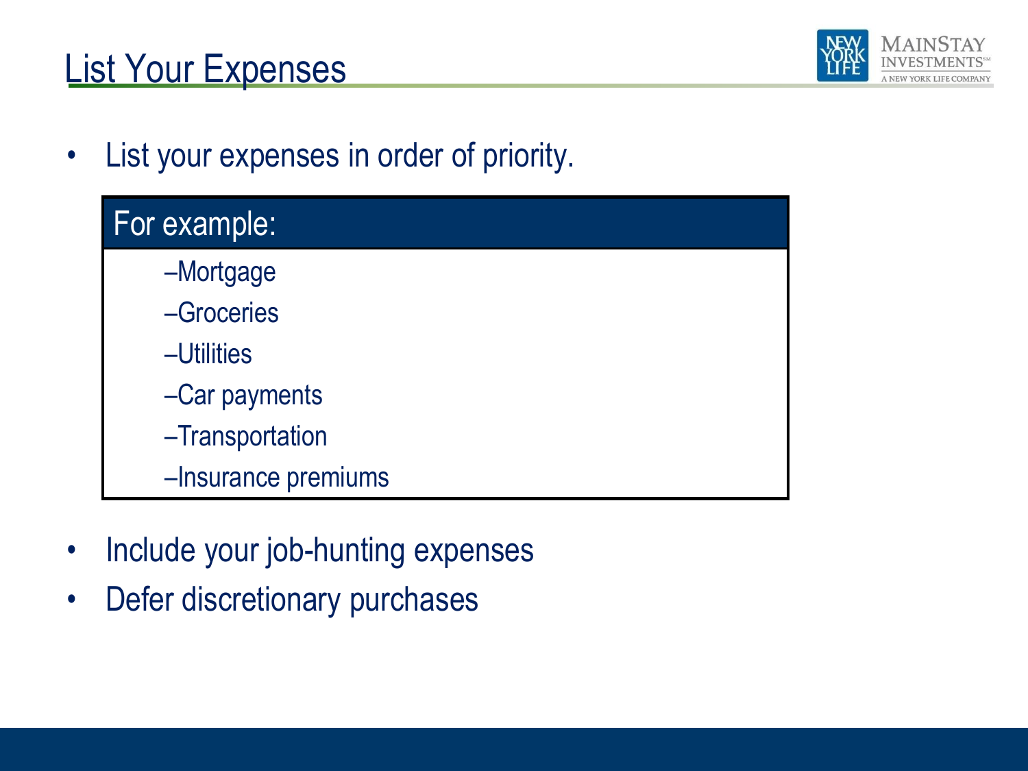# List Your Expenses

- List your expenses in order of priority.

| For example: |
|---|
| –Mortgage |
| –Groceries |
| –Utilities |
| –Car payments |
| –Transportation |
| –Insurance premiums |

- Include your job-hunting expenses
- Defer discretionary purchases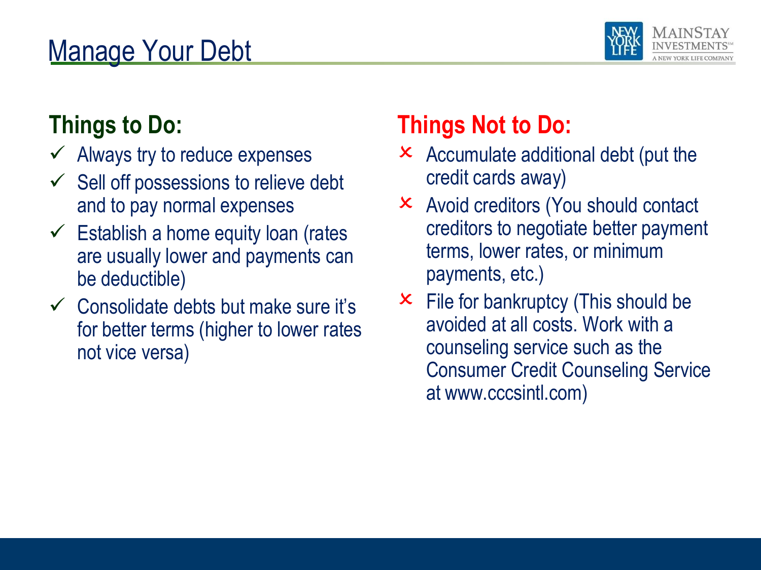# Manage Your Debt

## Things to Do:

- ✓ Always try to reduce expenses
- ✓ Sell off possessions to relieve debt and to pay normal expenses
- ✓ Establish a home equity loan (rates are usually lower and payments can be deductible)
- ✓ Consolidate debts but make sure it's for better terms (higher to lower rates not vice versa)

## Things Not to Do:

- ✗ Accumulate additional debt (put the credit cards away)
- ✗ Avoid creditors (You should contact creditors to negotiate better payment terms, lower rates, or minimum payments, etc.)
- ✗ File for bankruptcy (This should be avoided at all costs. Work with a counseling service such as the Consumer Credit Counseling Service at www.cccsintl.com)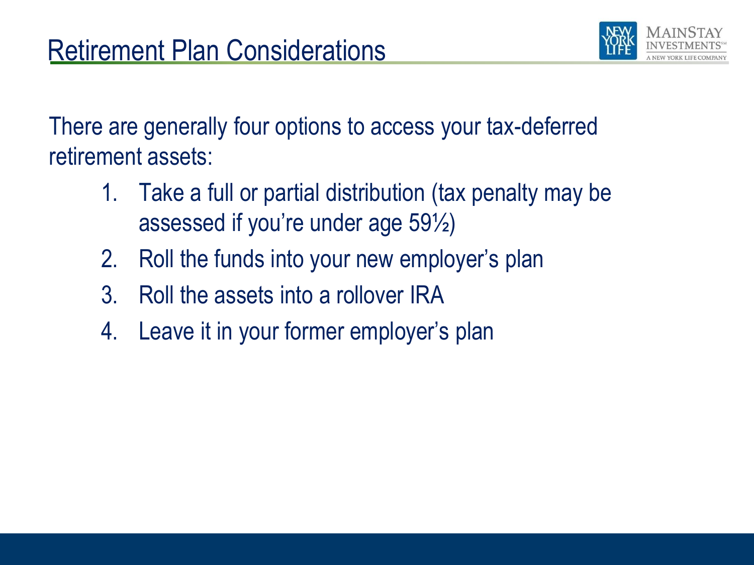# Retirement Plan Considerations

There are generally four options to access your tax-deferred retirement assets:

1. Take a full or partial distribution (tax penalty may be assessed if you're under age 59½)
2. Roll the funds into your new employer's plan
3. Roll the assets into a rollover IRA
4. Leave it in your former employer's plan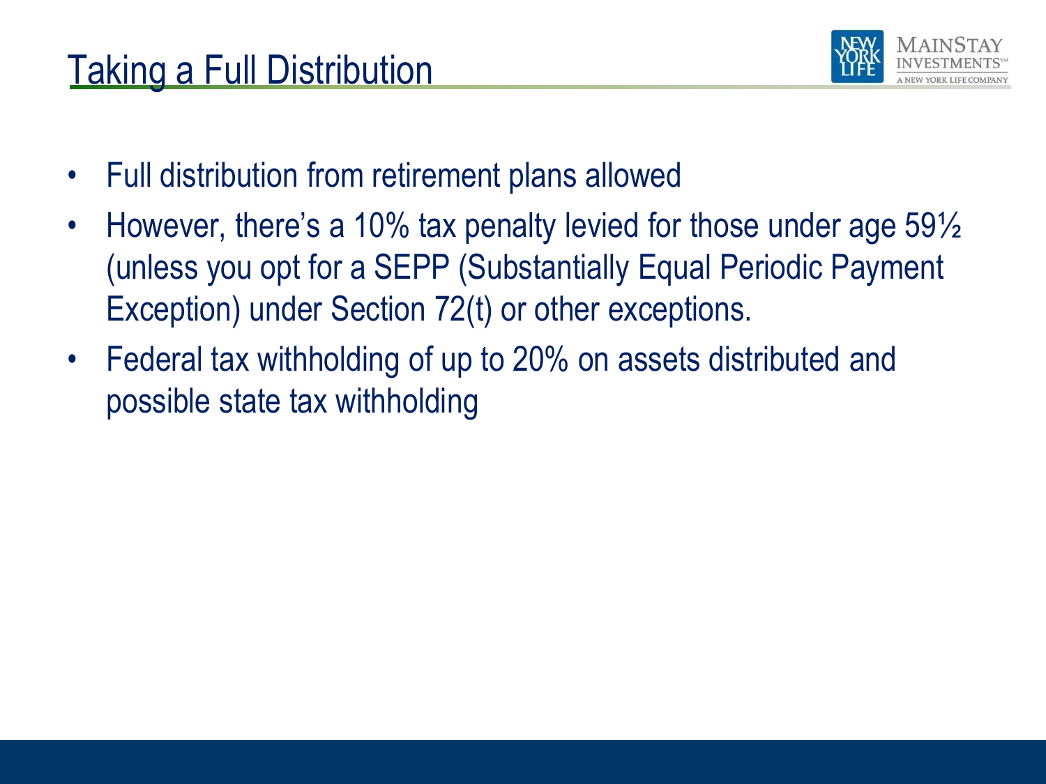# Taking a Full Distribution

- Full distribution from retirement plans allowed
- However, there's a 10% tax penalty levied for those under age 59½ (unless you opt for a SEPP (Substantially Equal Periodic Payment Exception) under Section 72(t) or other exceptions.
- Federal tax withholding of up to 20% on assets distributed and possible state tax withholding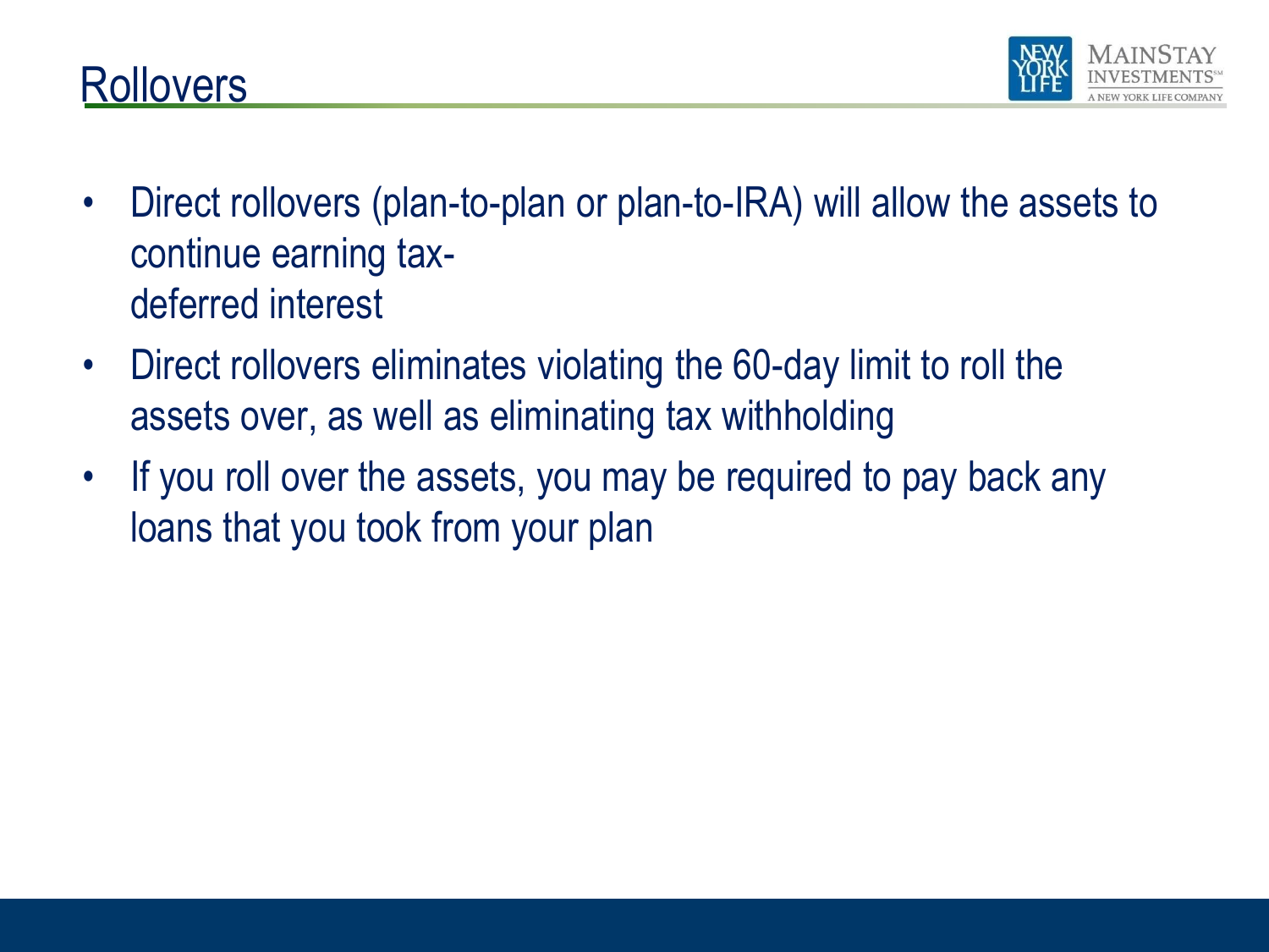# Rollovers

- Direct rollovers (plan-to-plan or plan-to-IRA) will allow the assets to continue earning tax-deferred interest
- Direct rollovers eliminates violating the 60-day limit to roll the assets over, as well as eliminating tax withholding
- If you roll over the assets, you may be required to pay back any loans that you took from your plan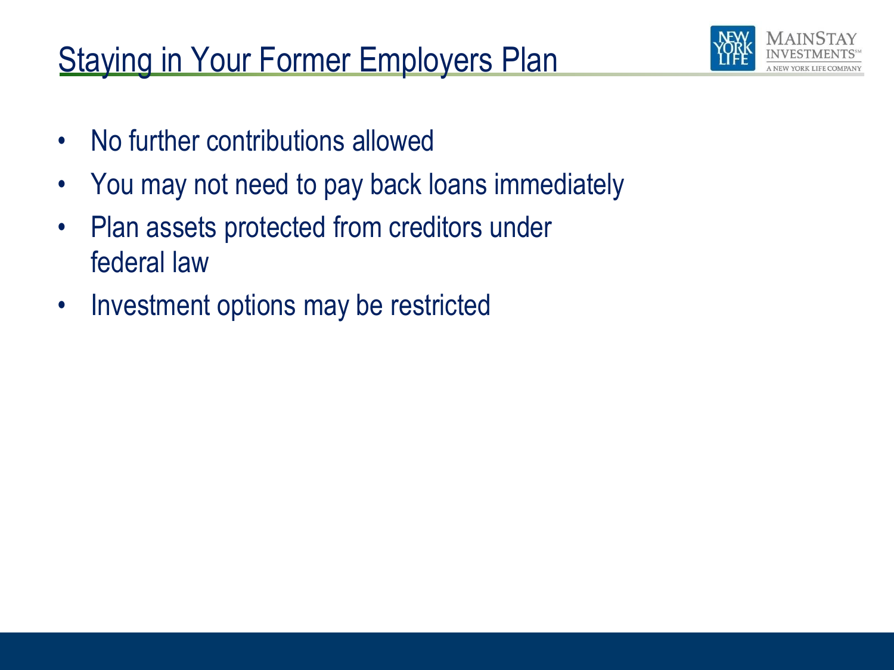## Staying in Your Former Employers Plan

- No further contributions allowed
- You may not need to pay back loans immediately
- Plan assets protected from creditors under federal law
- Investment options may be restricted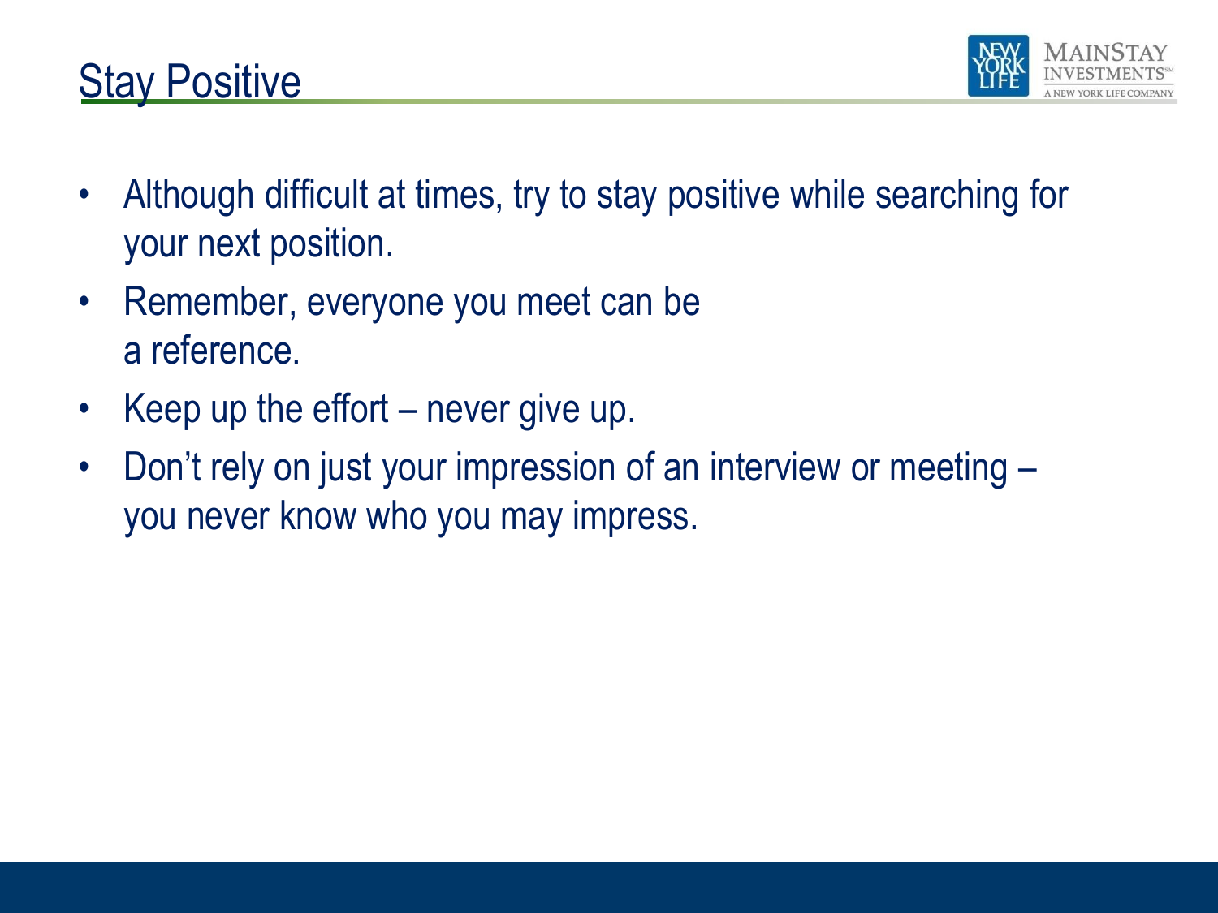# Stay Positive

- Although difficult at times, try to stay positive while searching for your next position.
- Remember, everyone you meet can be a reference.
- Keep up the effort – never give up.
- Don't rely on just your impression of an interview or meeting – you never know who you may impress.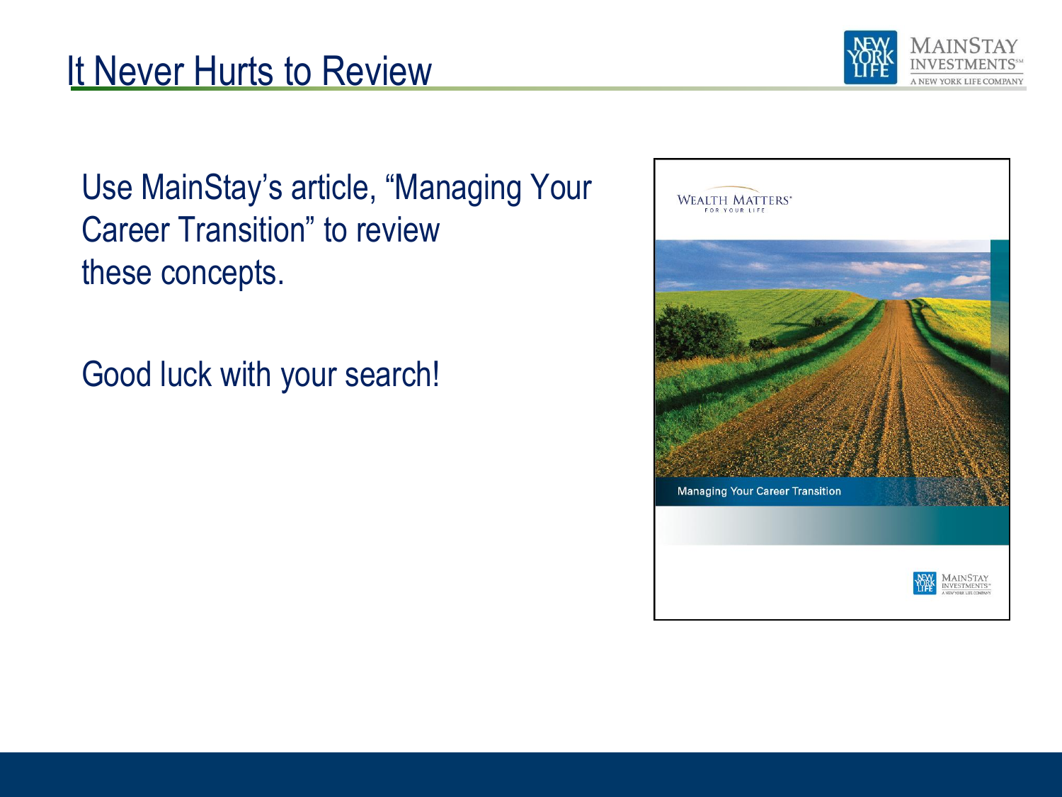# It Never Hurts to Review

Use MainStay's article, "Managing Your Career Transition" to review these concepts.

Good luck with your search!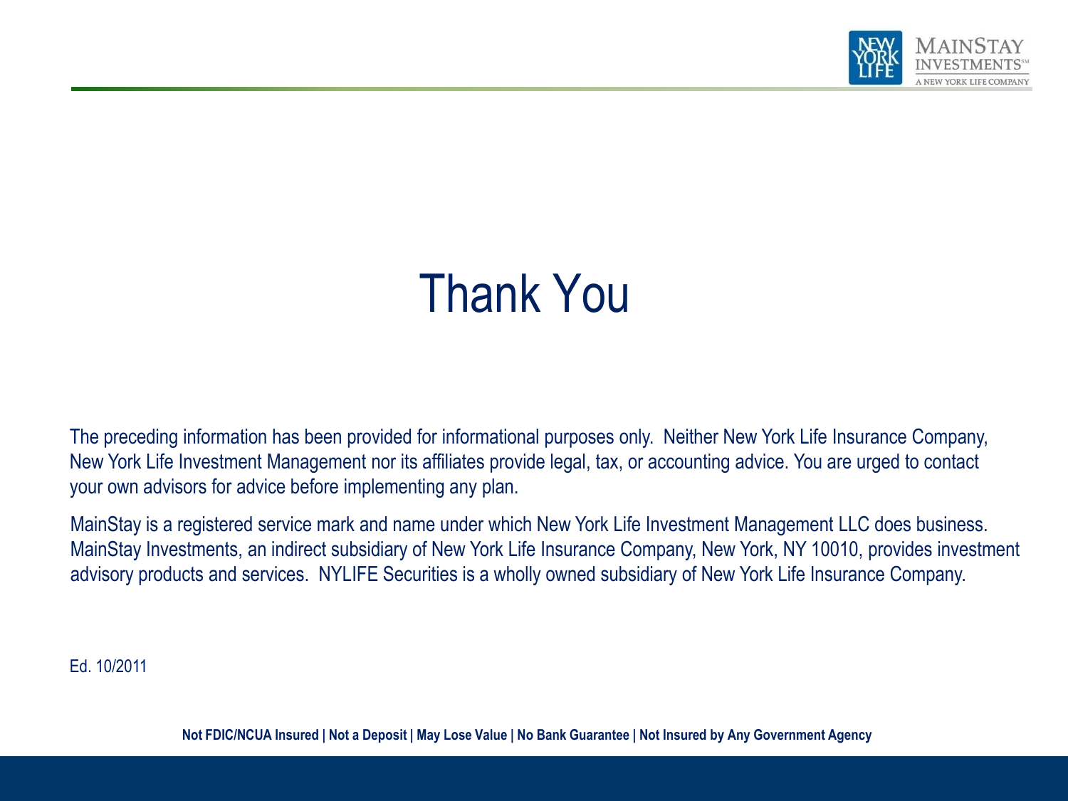# Thank You

The preceding information has been provided for informational purposes only. Neither New York Life Insurance Company, New York Life Investment Management nor its affiliates provide legal, tax, or accounting advice. You are urged to contact your own advisors for advice before implementing any plan.

MainStay is a registered service mark and name under which New York Life Investment Management LLC does business. MainStay Investments, an indirect subsidiary of New York Life Insurance Company, New York, NY 10010, provides investment advisory products and services. NYLIFE Securities is a wholly owned subsidiary of New York Life Insurance Company.

Ed. 10/2011

**Not FDIC/NCUA Insured | Not a Deposit | May Lose Value | No Bank Guarantee | Not Insured by Any Government Agency**